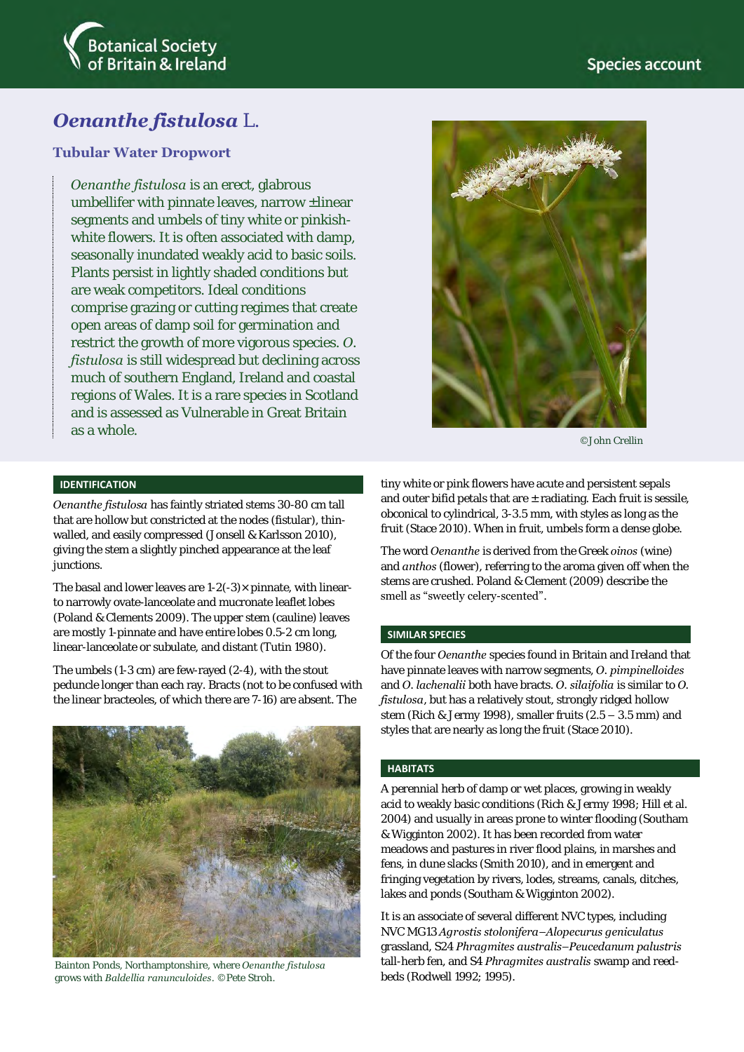Botanical Society of Britain & Ireland

Species account

# *Oenanthe fistulosa* L.

## Tubular Water Dropwort

*Oenanthe fistulosa* is an erect, glabrous umbellifer with pinnate leaves, narrow ±linear segments and umbels of tiny white or pinkish-white flowers. It is often associated with damp, seasonally inundated weakly acid to basic soils. Plants persist in lightly shaded conditions but are weak competitors. Ideal conditions comprise grazing or cutting regimes that create open areas of damp soil for germination and restrict the growth of more vigorous species. *O. fistulosa* is still widespread but declining across much of southern England, Ireland and coastal regions of Wales. It is a rare species in Scotland and is assessed as Vulnerable in Great Britain as a whole.

©John Crellin

### IDENTIFICATION

*Oenanthe fistulosa* has faintly striated stems 30-80 cm tall that are hollow but constricted at the nodes (fistular), thin-walled, and easily compressed (Jonsell & Karlsson 2010), giving the stem a slightly pinched appearance at the leaf junctions.

The basal and lower leaves are 1-2(-3)× pinnate, with linear- to narrowly ovate-lanceolate and mucronate leaflet lobes (Poland & Clements 2009). The upper stem (cauline) leaves are mostly 1-pinnate and have entire lobes 0.5-2 cm long, linear-lanceolate or subulate, and distant (Tutin 1980).

The umbels (1-3 cm) are few-rayed (2-4), with the stout peduncle longer than each ray. Bracts (not to be confused with the linear bracteoles, of which there are 7-16) are absent. The tiny white or pink flowers have acute and persistent sepals and outer bifid petals that are ± radiating. Each fruit is sessile, obconical to cylindrical, 3-3.5 mm, with styles as long as the fruit (Stace 2010). When in fruit, umbels form a dense globe.

The word *Oenanthe* is derived from the Greek *oinos* (wine) and *anthos* (flower), referring to the aroma given off when the stems are crushed. Poland & Clement (2009) describe the smell as "sweetly celery-scented".

Bainton Ponds, Northamptonshire, where *Oenanthe fistulosa* grows with *Baldellia ranunculoides*. ©Pete Stroh.

### SIMILAR SPECIES

Of the four *Oenanthe* species found in Britain and Ireland that have pinnate leaves with narrow segments, *O. pimpinelloides* and *O. lachenalii* both have bracts. *O. silaifolia* is similar to *O. fistulosa*, but has a relatively stout, strongly ridged hollow stem (Rich & Jermy 1998), smaller fruits (2.5 – 3.5 mm) and styles that are nearly as long the fruit (Stace 2010).

### HABITATS

A perennial herb of damp or wet places, growing in weakly acid to weakly basic conditions (Rich & Jermy 1998; Hill et al. 2004) and usually in areas prone to winter flooding (Southam & Wigginton 2002). It has been recorded from water meadows and pastures in river flood plains, in marshes and fens, in dune slacks (Smith 2010), and in emergent and fringing vegetation by rivers, lodes, streams, canals, ditches, lakes and ponds (Southam & Wigginton 2002).

It is an associate of several different NVC types, including NVC MG13 *Agrostis stolonifera–Alopecurus geniculatus* grassland, S24 *Phragmites australis–Peucedanum palustris* tall-herb fen, and S4 *Phragmites australis* swamp and reed-beds (Rodwell 1992; 1995).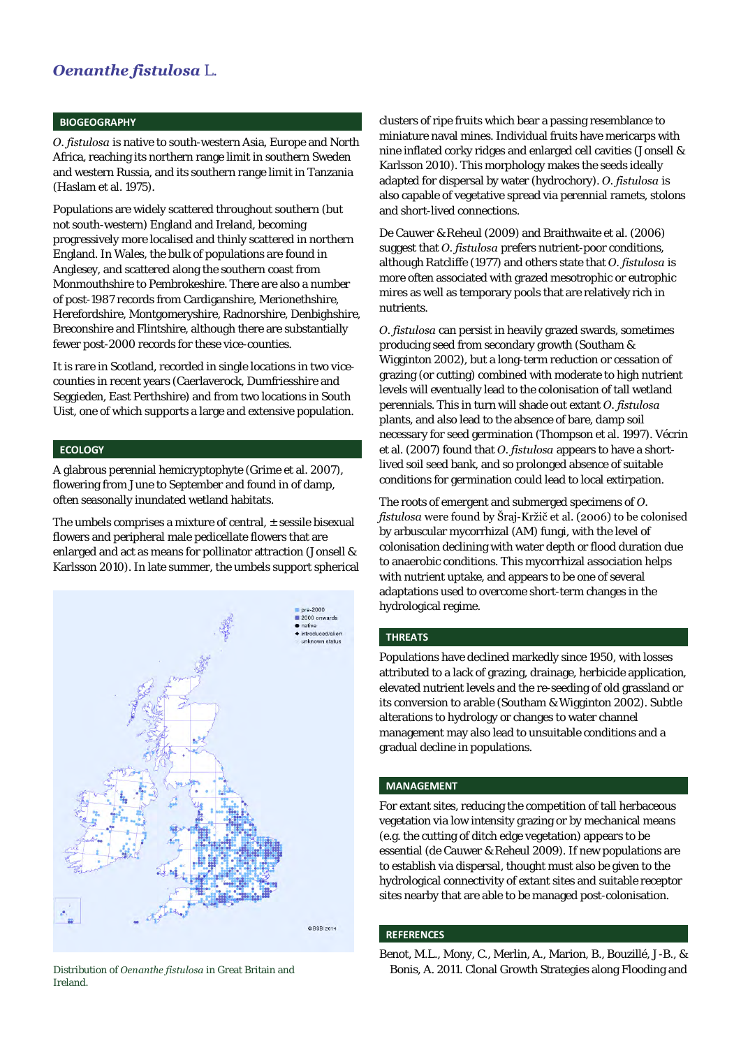# *Oenanthe fistulosa* L.

## BIOGEOGRAPHY

*O. fistulosa* is native to south-western Asia, Europe and North Africa, reaching its northern range limit in southern Sweden and western Russia, and its southern range limit in Tanzania (Haslam et al. 1975).

Populations are widely scattered throughout southern (but not south-western) England and Ireland, becoming progressively more localised and thinly scattered in northern England. In Wales, the bulk of populations are found in Anglesey, and scattered along the southern coast from Monmouthshire to Pembrokeshire. There are also a number of post-1987 records from Cardiganshire, Merionethshire, Herefordshire, Montgomeryshire, Radnorshire, Denbighshire, Breconshire and Flintshire, although there are substantially fewer post-2000 records for these vice-counties.

It is rare in Scotland, recorded in single locations in two vice-counties in recent years (Caerlaverock, Dumfriesshire and Seggieden, East Perthshire) and from two locations in South Uist, one of which supports a large and extensive population.

## ECOLOGY

A glabrous perennial hemicryptophyte (Grime et al. 2007), flowering from June to September and found in of damp, often seasonally inundated wetland habitats.

The umbels comprises a mixture of central, ± sessile bisexual flowers and peripheral male pedicellate flowers that are enlarged and act as means for pollinator attraction (Jonsell & Karlsson 2010). In late summer, the umbels support spherical clusters of ripe fruits which bear a passing resemblance to miniature naval mines. Individual fruits have mericarps with nine inflated corky ridges and enlarged cell cavities (Jonsell & Karlsson 2010). This morphology makes the seeds ideally adapted for dispersal by water (hydrochory). *O. fistulosa* is also capable of vegetative spread via perennial ramets, stolons and short-lived connections.

Distribution of *Oenanthe fistulosa* in Great Britain and Ireland.

De Cauwer & Reheul (2009) and Braithwaite et al. (2006) suggest that *O. fistulosa* prefers nutrient-poor conditions, although Ratcliffe (1977) and others state that *O. fistulosa* is more often associated with grazed mesotrophic or eutrophic mires as well as temporary pools that are relatively rich in nutrients.

*O. fistulosa* can persist in heavily grazed swards, sometimes producing seed from secondary growth (Southam & Wigginton 2002), but a long-term reduction or cessation of grazing (or cutting) combined with moderate to high nutrient levels will eventually lead to the colonisation of tall wetland perennials. This in turn will shade out extant *O. fistulosa* plants, and also lead to the absence of bare, damp soil necessary for seed germination (Thompson et al. 1997). Vécrin et al. (2007) found that *O. fistulosa* appears to have a short-lived soil seed bank, and so prolonged absence of suitable conditions for germination could lead to local extirpation.

The roots of emergent and submerged specimens of *O. fistulosa* were found by Šraj-Kržič et al. (2006) to be colonised by arbuscular mycorrhizal (AM) fungi, with the level of colonisation declining with water depth or flood duration due to anaerobic conditions. This mycorrhizal association helps with nutrient uptake, and appears to be one of several adaptations used to overcome short-term changes in the hydrological regime.

## THREATS

Populations have declined markedly since 1950, with losses attributed to a lack of grazing, drainage, herbicide application, elevated nutrient levels and the re-seeding of old grassland or its conversion to arable (Southam & Wigginton 2002). Subtle alterations to hydrology or changes to water channel management may also lead to unsuitable conditions and a gradual decline in populations.

## MANAGEMENT

For extant sites, reducing the competition of tall herbaceous vegetation via low intensity grazing or by mechanical means (e.g. the cutting of ditch edge vegetation) appears to be essential (de Cauwer & Reheul 2009). If new populations are to establish via dispersal, thought must also be given to the hydrological connectivity of extant sites and suitable receptor sites nearby that are able to be managed post-colonisation.

## REFERENCES

Benot, M.L., Mony, C., Merlin, A., Marion, B., Bouzillé, J-B., & Bonis, A. 2011. Clonal Growth Strategies along Flooding and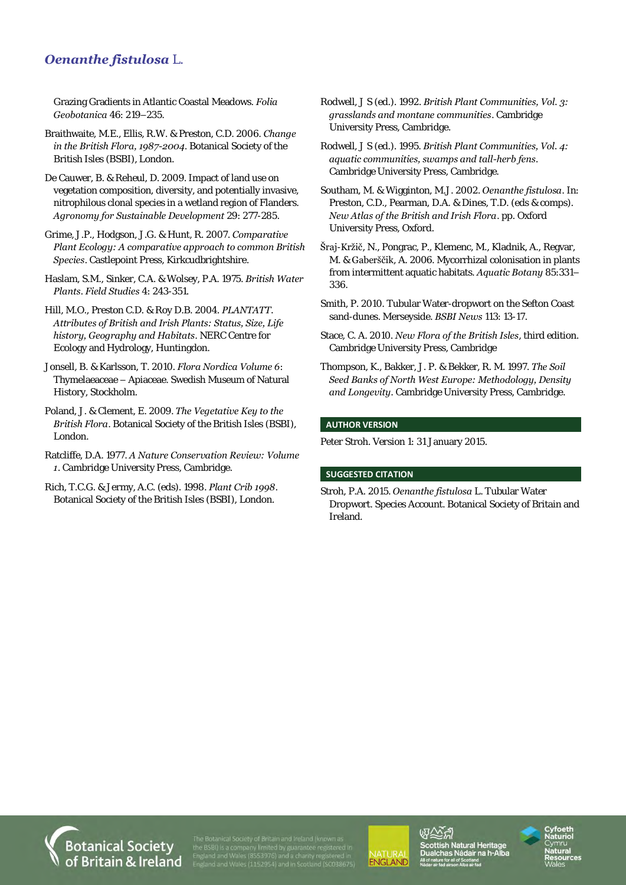Grazing Gradients in Atlantic Coastal Meadows. *Folia Geobotanica* 46: 219–235.

Braithwaite, M.E., Ellis, R.W. & Preston, C.D. 2006. *Change in the British Flora, 1987-2004*. Botanical Society of the British Isles (BSBI), London.

De Cauwer, B. & Reheul, D. 2009. Impact of land use on vegetation composition, diversity, and potentially invasive, nitrophilous clonal species in a wetland region of Flanders. *Agronomy for Sustainable Development* 29: 277-285.

Grime, J.P., Hodgson, J.G. & Hunt, R. 2007. *Comparative Plant Ecology: A comparative approach to common British Species*. Castlepoint Press, Kirkcudbrightshire.

Haslam, S.M., Sinker, C.A. & Wolsey, P.A. 1975. *British Water Plants*. *Field Studies* 4: 243-351.

Hill, M.O., Preston C.D. & Roy D.B. 2004. *PLANTATT. Attributes of British and Irish Plants: Status, Size, Life history, Geography and Habitats*. NERC Centre for Ecology and Hydrology, Huntingdon.

Jonsell, B. & Karlsson, T. 2010. *Flora Nordica Volume 6*: Thymelaeaceae – Apiaceae. Swedish Museum of Natural History, Stockholm.

Poland, J. & Clement, E. 2009. *The Vegetative Key to the British Flora*. Botanical Society of the British Isles (BSBI), London.

Ratcliffe, D.A. 1977. *A Nature Conservation Review: Volume 1*. Cambridge University Press, Cambridge.

Rich, T.C.G. & Jermy, A.C. (eds). 1998. *Plant Crib 1998*. Botanical Society of the British Isles (BSBI), London.

Rodwell, J S (ed.). 1992. *British Plant Communities, Vol. 3: grasslands and montane communities*. Cambridge University Press, Cambridge.

Rodwell, J S (ed.). 1995. *British Plant Communities, Vol. 4: aquatic communities, swamps and tall-herb fens*. Cambridge University Press, Cambridge.

Southam, M. & Wigginton, M.J. 2002. *Oenanthe fistulosa*. In: Preston, C.D., Pearman, D.A. & Dines, T.D. (eds & comps). *New Atlas of the British and Irish Flora*. pp. Oxford University Press, Oxford.

Šraj-Kržič, N., Pongrac, P., Klemenc, M., Kladnik, A., Regvar, M. & Gaberščik, A. 2006. Mycorrhizal colonisation in plants from intermittent aquatic habitats. *Aquatic Botany* 85:331–336.

Smith, P. 2010. Tubular Water-dropwort on the Sefton Coast sand-dunes. Merseyside. *BSBI News* 113: 13-17.

Stace, C. A. 2010. *New Flora of the British Isles*, third edition. Cambridge University Press, Cambridge

Thompson, K., Bakker, J. P. & Bekker, R. M. 1997. *The Soil Seed Banks of North West Europe: Methodology, Density and Longevity*. Cambridge University Press, Cambridge.

## AUTHOR VERSION

Peter Stroh. Version 1: 31 January 2015.

## SUGGESTED CITATION

Stroh, P.A. 2015. *Oenanthe fistulosa* L. Tubular Water Dropwort. Species Account. Botanical Society of Britain and Ireland.

Botanical Society of Britain & Ireland

The Botanical Society of Britain and Ireland (known as the BSBI) is a company limited by guarantee registered in England and Wales (8553976) and a charity registered in England and Wales (1152954) and in Scotland (SC038675)